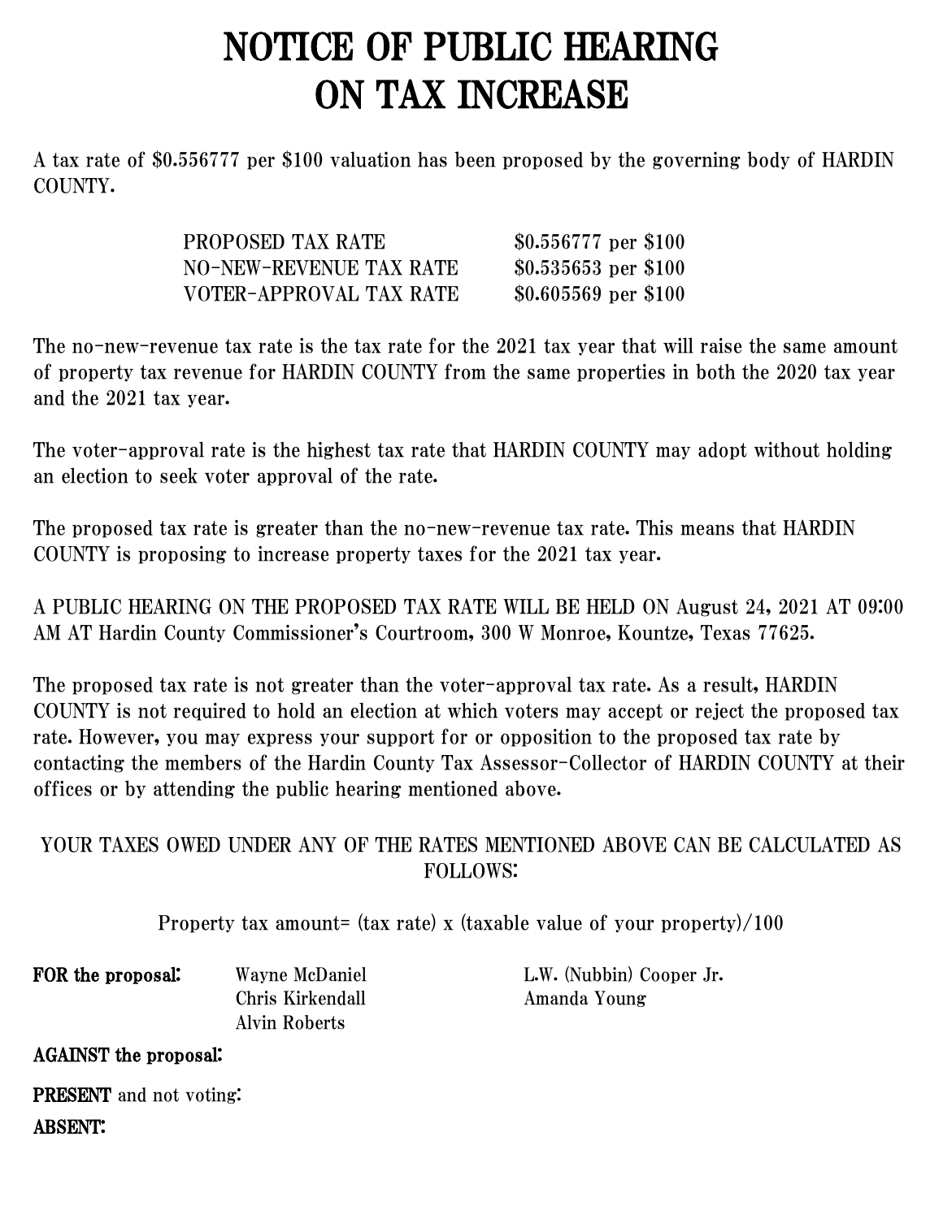# NOTICE OF PUBLIC HEARING ON TAX INCREASE

A tax rate of $0.556777 per $100 valuation has been proposed by the governing body of HARDIN COUNTY.

| | |
|---|---|
| PROPOSED TAX RATE | $0.556777 per $100 |
| NO-NEW-REVENUE TAX RATE | $0.535653 per $100 |
| VOTER-APPROVAL TAX RATE | $0.605569 per $100 |

The no-new-revenue tax rate is the tax rate for the 2021 tax year that will raise the same amount of property tax revenue for HARDIN COUNTY from the same properties in both the 2020 tax year and the 2021 tax year.

The voter-approval rate is the highest tax rate that HARDIN COUNTY may adopt without holding an election to seek voter approval of the rate.

The proposed tax rate is greater than the no-new-revenue tax rate. This means that HARDIN COUNTY is proposing to increase property taxes for the 2021 tax year.

A PUBLIC HEARING ON THE PROPOSED TAX RATE WILL BE HELD ON August 24, 2021 AT 09:00 AM AT Hardin County Commissioner's Courtroom, 300 W Monroe, Kountze, Texas 77625.

The proposed tax rate is not greater than the voter-approval tax rate. As a result, HARDIN COUNTY is not required to hold an election at which voters may accept or reject the proposed tax rate. However, you may express your support for or opposition to the proposed tax rate by contacting the members of the Hardin County Tax Assessor-Collector of HARDIN COUNTY at their offices or by attending the public hearing mentioned above.

YOUR TAXES OWED UNDER ANY OF THE RATES MENTIONED ABOVE CAN BE CALCULATED AS FOLLOWS:

Property tax amount= (tax rate) x (taxable value of your property)/100

**FOR the proposal:**

- Wayne McDaniel
- Chris Kirkendall
- Alvin Roberts
- L.W. (Nubbin) Cooper Jr.
- Amanda Young

**AGAINST the proposal:**

**PRESENT** and not voting:

**ABSENT:**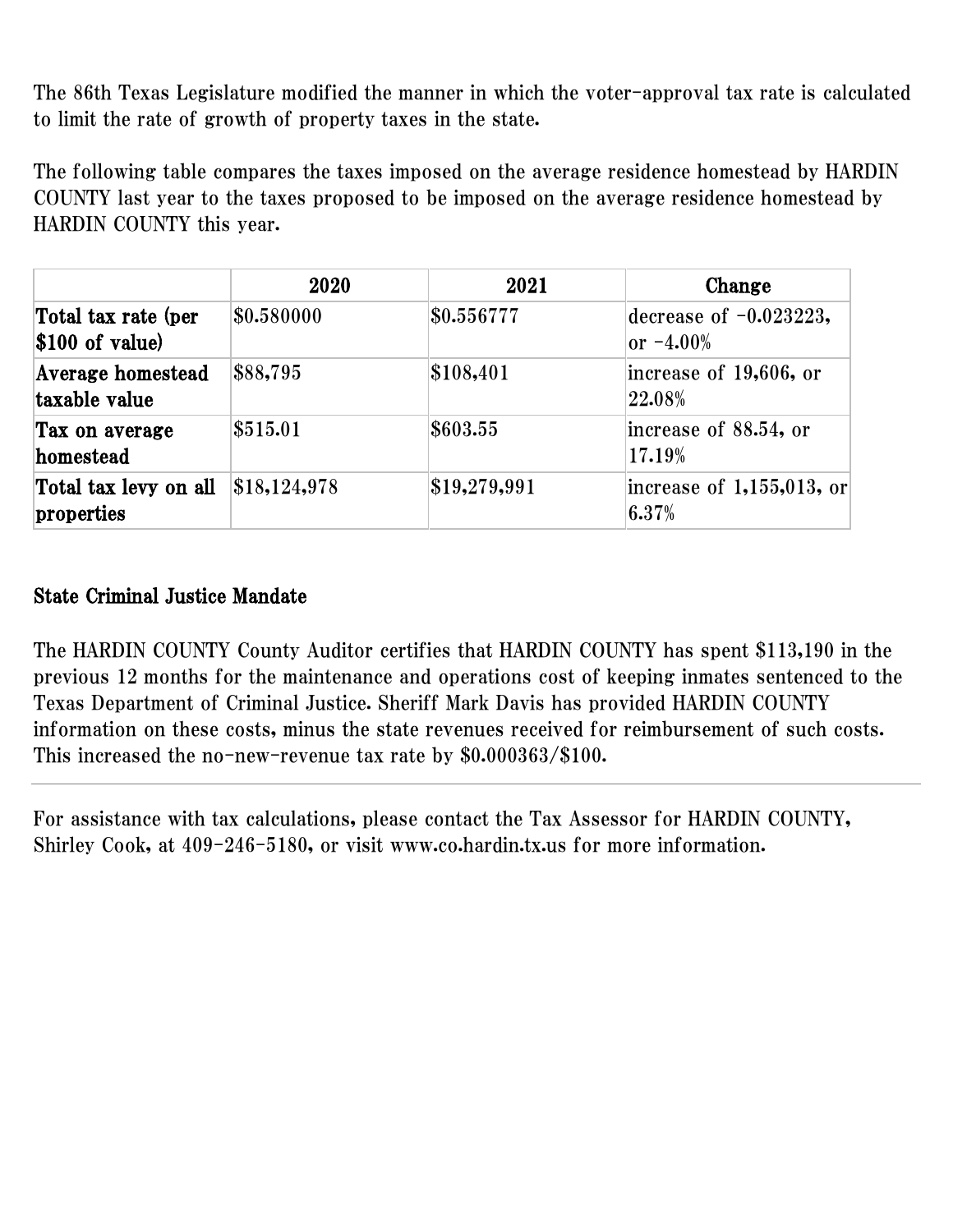The 86th Texas Legislature modified the manner in which the voter-approval tax rate is calculated to limit the rate of growth of property taxes in the state.

The following table compares the taxes imposed on the average residence homestead by HARDIN COUNTY last year to the taxes proposed to be imposed on the average residence homestead by HARDIN COUNTY this year.

| | 2020 | 2021 | Change |
|---|---|---|---|
| **Total tax rate (per $100 of value)** | $0.580000 | $0.556777 | decrease of -0.023223, or -4.00% |
| **Average homestead taxable value** | $88,795 | $108,401 | increase of 19,606, or 22.08% |
| **Tax on average homestead** | $515.01 | $603.55 | increase of 88.54, or 17.19% |
| **Total tax levy on all properties** | $18,124,978 | $19,279,991 | increase of 1,155,013, or 6.37% |

## State Criminal Justice Mandate

The HARDIN COUNTY County Auditor certifies that HARDIN COUNTY has spent $113,190 in the previous 12 months for the maintenance and operations cost of keeping inmates sentenced to the Texas Department of Criminal Justice. Sheriff Mark Davis has provided HARDIN COUNTY information on these costs, minus the state revenues received for reimbursement of such costs. This increased the no-new-revenue tax rate by $0.000363/$100.

---

For assistance with tax calculations, please contact the Tax Assessor for HARDIN COUNTY, Shirley Cook, at 409-246-5180, or visit www.co.hardin.tx.us for more information.